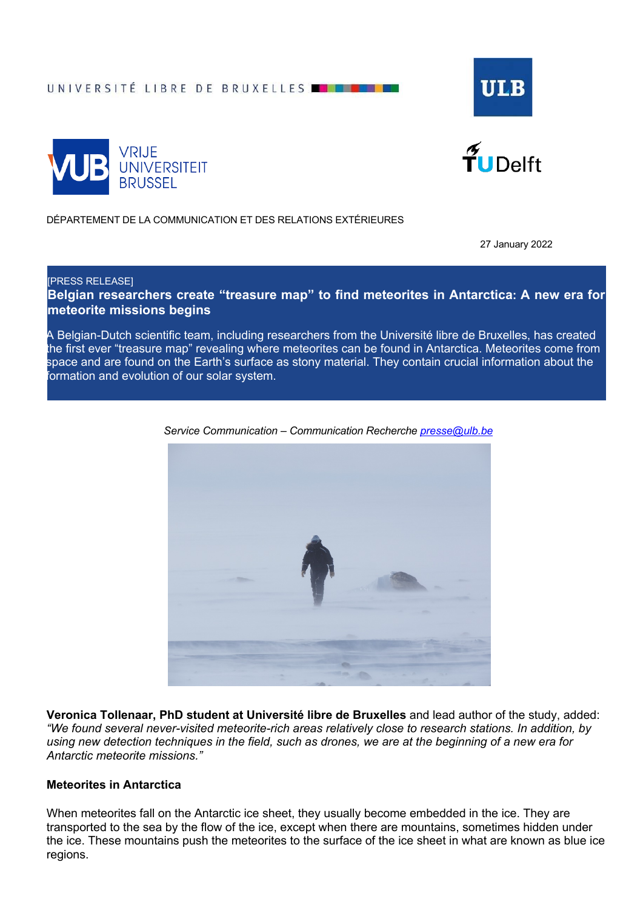UNIVERSITÉ LIBRE DE BRUXELLES

ULB

VRIJE UNIVERSITEIT BRUSSEL

TU Delft

DÉPARTEMENT DE LA COMMUNICATION ET DES RELATIONS EXTÉRIEURES

27 January 2022

[PRESS RELEASE]

# Belgian researchers create "treasure map" to find meteorites in Antarctica: A new era for meteorite missions begins

A Belgian-Dutch scientific team, including researchers from the Université libre de Bruxelles, has created the first ever "treasure map" revealing where meteorites can be found in Antarctica. Meteorites come from space and are found on the Earth's surface as stony material. They contain crucial information about the formation and evolution of our solar system.

*Service Communication – Communication Recherche presse@ulb.be*

**Veronica Tollenaar, PhD student at Université libre de Bruxelles** and lead author of the study, added: *"We found several never-visited meteorite-rich areas relatively close to research stations. In addition, by using new detection techniques in the field, such as drones, we are at the beginning of a new era for Antarctic meteorite missions."*

## Meteorites in Antarctica

When meteorites fall on the Antarctic ice sheet, they usually become embedded in the ice. They are transported to the sea by the flow of the ice, except when there are mountains, sometimes hidden under the ice. These mountains push the meteorites to the surface of the ice sheet in what are known as blue ice regions.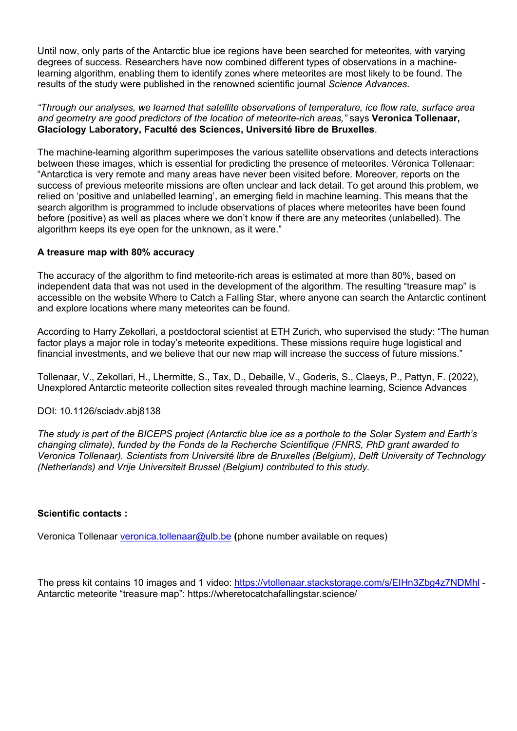Until now, only parts of the Antarctic blue ice regions have been searched for meteorites, with varying degrees of success. Researchers have now combined different types of observations in a machine-learning algorithm, enabling them to identify zones where meteorites are most likely to be found. The results of the study were published in the renowned scientific journal *Science Advances*.

*"Through our analyses, we learned that satellite observations of temperature, ice flow rate, surface area and geometry are good predictors of the location of meteorite-rich areas,"* says **Veronica Tollenaar, Glaciology Laboratory, Faculté des Sciences, Université libre de Bruxelles**.

The machine-learning algorithm superimposes the various satellite observations and detects interactions between these images, which is essential for predicting the presence of meteorites. Véronica Tollenaar: "Antarctica is very remote and many areas have never been visited before. Moreover, reports on the success of previous meteorite missions are often unclear and lack detail. To get around this problem, we relied on 'positive and unlabelled learning', an emerging field in machine learning. This means that the search algorithm is programmed to include observations of places where meteorites have been found before (positive) as well as places where we don't know if there are any meteorites (unlabelled). The algorithm keeps its eye open for the unknown, as it were."

**A treasure map with 80% accuracy**

The accuracy of the algorithm to find meteorite-rich areas is estimated at more than 80%, based on independent data that was not used in the development of the algorithm. The resulting "treasure map" is accessible on the website Where to Catch a Falling Star, where anyone can search the Antarctic continent and explore locations where many meteorites can be found.

According to Harry Zekollari, a postdoctoral scientist at ETH Zurich, who supervised the study: "The human factor plays a major role in today's meteorite expeditions. These missions require huge logistical and financial investments, and we believe that our new map will increase the success of future missions."

Tollenaar, V., Zekollari, H., Lhermitte, S., Tax, D., Debaille, V., Goderis, S., Claeys, P., Pattyn, F. (2022), Unexplored Antarctic meteorite collection sites revealed through machine learning, Science Advances

DOI: 10.1126/sciadv.abj8138

*The study is part of the BICEPS project (Antarctic blue ice as a porthole to the Solar System and Earth's changing climate), funded by the Fonds de la Recherche Scientifique (FNRS, PhD grant awarded to Veronica Tollenaar). Scientists from Université libre de Bruxelles (Belgium), Delft University of Technology (Netherlands) and Vrije Universiteit Brussel (Belgium) contributed to this study.*

**Scientific contacts :**

Veronica Tollenaar veronica.tollenaar@ulb.be **(**phone number available on reques)

The press kit contains 10 images and 1 video: https://vtollenaar.stackstorage.com/s/EIHn3Zbg4z7NDMhl - Antarctic meteorite "treasure map": https://wheretocatchafallingstar.science/